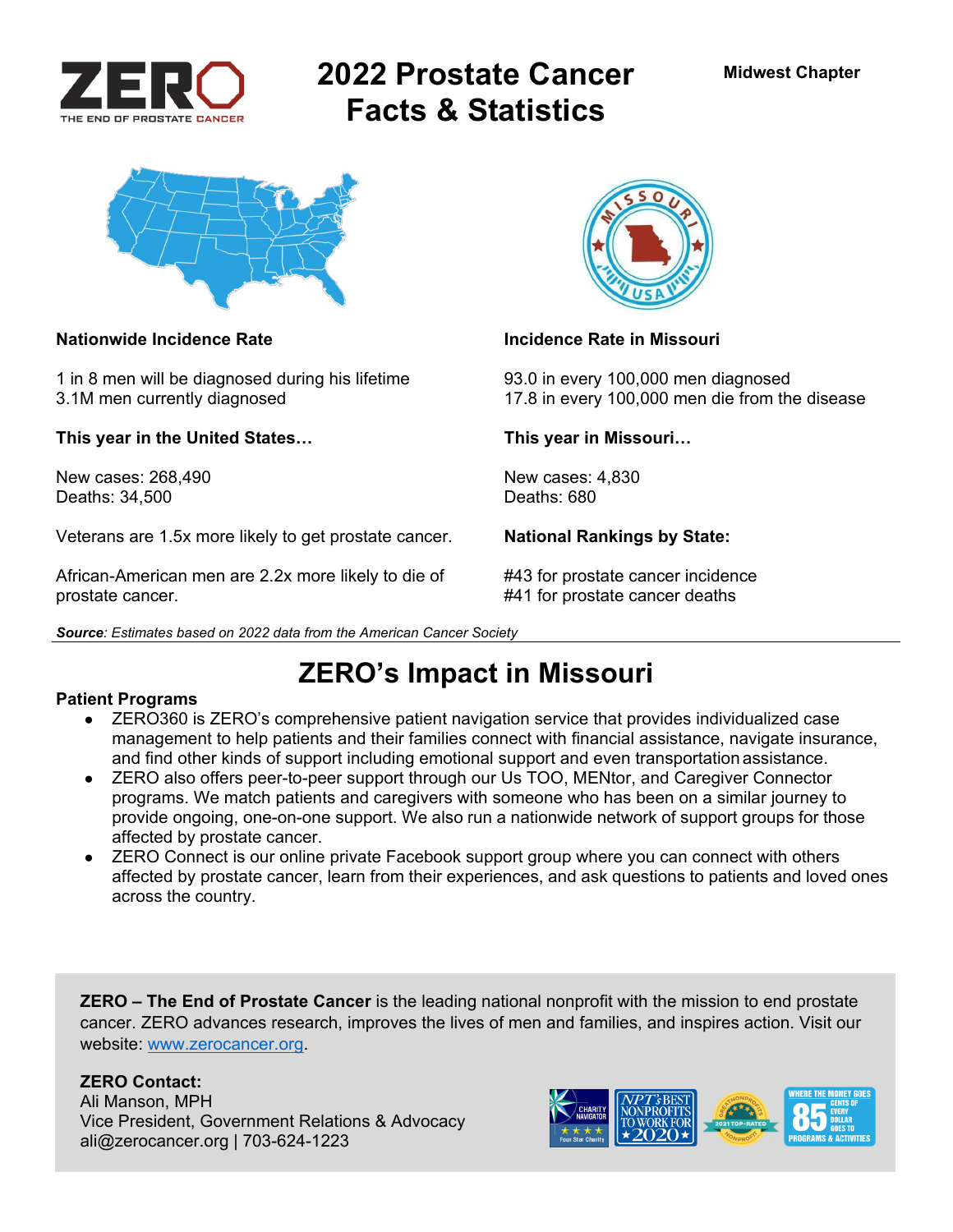ZERO
THE END OF PROSTATE CANCER

# 2022 Prostate Cancer Facts & Statistics

**Midwest Chapter**

**Nationwide Incidence Rate**

1 in 8 men will be diagnosed during his lifetime
3.1M men currently diagnosed

**This year in the United States…**

New cases: 268,490
Deaths: 34,500

Veterans are 1.5x more likely to get prostate cancer.

African-American men are 2.2x more likely to die of prostate cancer.

**Incidence Rate in Missouri**

93.0 in every 100,000 men diagnosed
17.8 in every 100,000 men die from the disease

**This year in Missouri…**

New cases: 4,830
Deaths: 680

**National Rankings by State:**

#43 for prostate cancer incidence
#41 for prostate cancer deaths

***Source**: Estimates based on 2022 data from the American Cancer Society*

## ZERO's Impact in Missouri

**Patient Programs**

- ZERO360 is ZERO's comprehensive patient navigation service that provides individualized case management to help patients and their families connect with financial assistance, navigate insurance, and find other kinds of support including emotional support and even transportation assistance.
- ZERO also offers peer-to-peer support through our Us TOO, MENtor, and Caregiver Connector programs. We match patients and caregivers with someone who has been on a similar journey to provide ongoing, one-on-one support. We also run a nationwide network of support groups for those affected by prostate cancer.
- ZERO Connect is our online private Facebook support group where you can connect with others affected by prostate cancer, learn from their experiences, and ask questions to patients and loved ones across the country.

**ZERO – The End of Prostate Cancer** is the leading national nonprofit with the mission to end prostate cancer. ZERO advances research, improves the lives of men and families, and inspires action. Visit our website: www.zerocancer.org.

**ZERO Contact:**
Ali Manson, MPH
Vice President, Government Relations & Advocacy
ali@zerocancer.org | 703-624-1223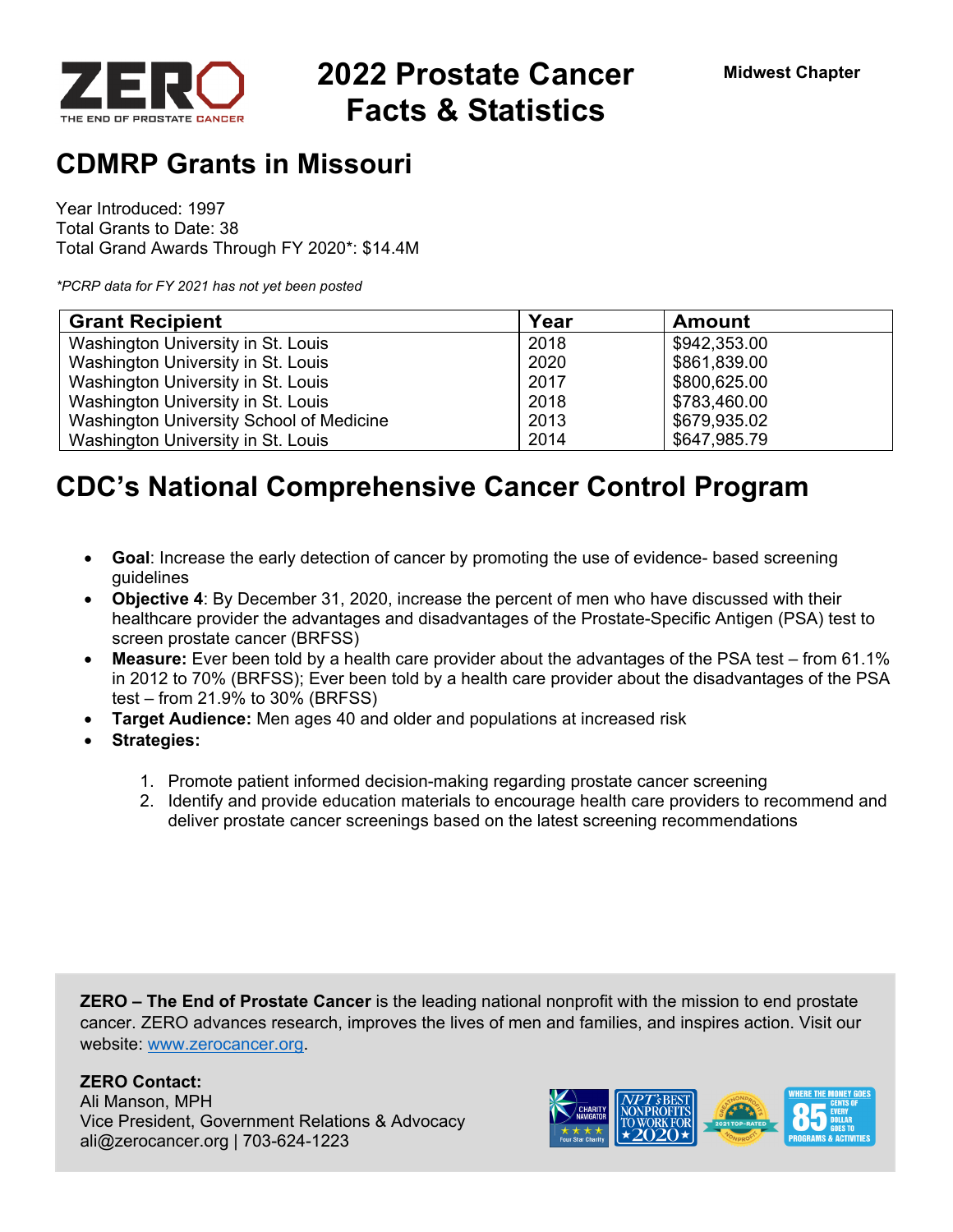# 2022 Prostate Cancer Facts & Statistics

**Midwest Chapter**

## CDMRP Grants in Missouri

Year Introduced: 1997
Total Grants to Date: 38
Total Grand Awards Through FY 2020*: $14.4M

*\*PCRP data for FY 2021 has not yet been posted*

| Grant Recipient | Year | Amount |
|---|---|---|
| Washington University in St. Louis | 2018 | $942,353.00 |
| Washington University in St. Louis | 2020 | $861,839.00 |
| Washington University in St. Louis | 2017 | $800,625.00 |
| Washington University in St. Louis | 2018 | $783,460.00 |
| Washington University School of Medicine | 2013 | $679,935.02 |
| Washington University in St. Louis | 2014 | $647,985.79 |

## CDC's National Comprehensive Cancer Control Program

- **Goal**: Increase the early detection of cancer by promoting the use of evidence- based screening guidelines
- **Objective 4**: By December 31, 2020, increase the percent of men who have discussed with their healthcare provider the advantages and disadvantages of the Prostate-Specific Antigen (PSA) test to screen prostate cancer (BRFSS)
- **Measure:** Ever been told by a health care provider about the advantages of the PSA test – from 61.1% in 2012 to 70% (BRFSS); Ever been told by a health care provider about the disadvantages of the PSA test – from 21.9% to 30% (BRFSS)
- **Target Audience:** Men ages 40 and older and populations at increased risk
- **Strategies:**

  1. Promote patient informed decision-making regarding prostate cancer screening
  2. Identify and provide education materials to encourage health care providers to recommend and deliver prostate cancer screenings based on the latest screening recommendations

**ZERO – The End of Prostate Cancer** is the leading national nonprofit with the mission to end prostate cancer. ZERO advances research, improves the lives of men and families, and inspires action. Visit our website: www.zerocancer.org.

**ZERO Contact:**
Ali Manson, MPH
Vice President, Government Relations & Advocacy
ali@zerocancer.org | 703-624-1223